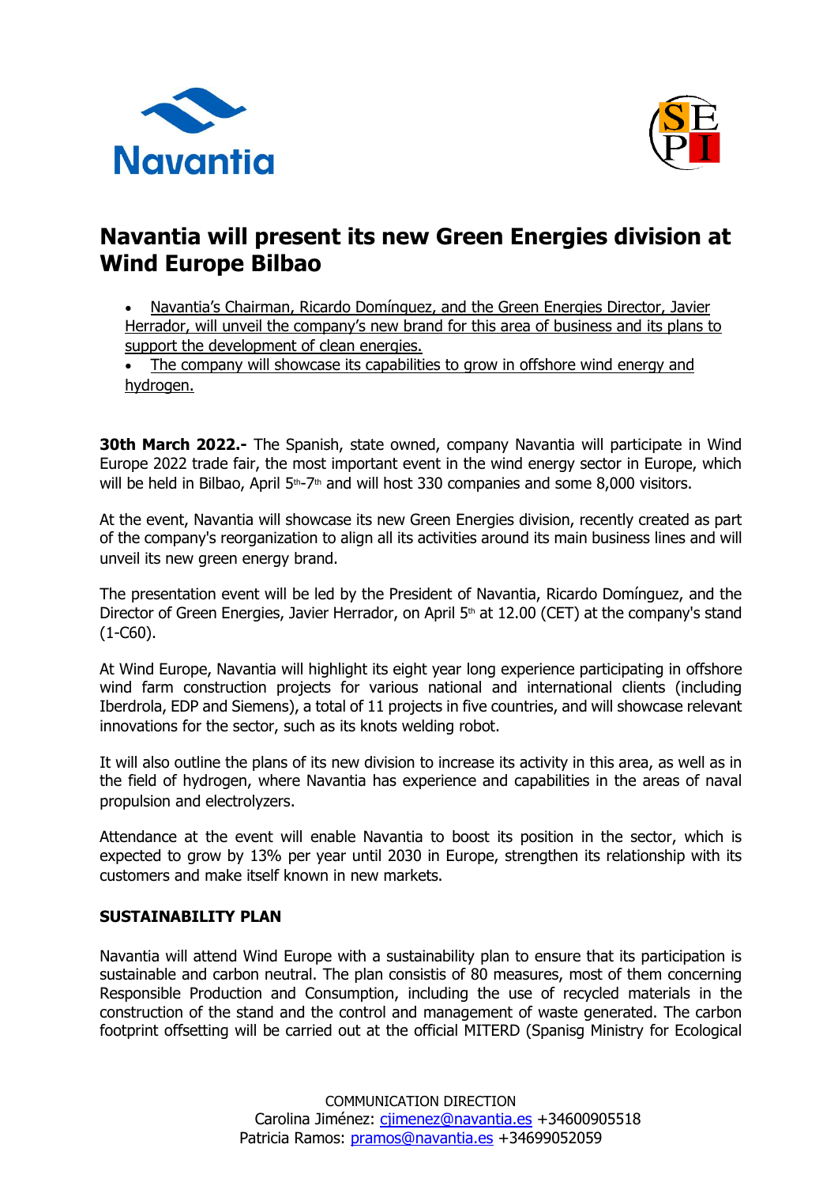# Navantia will present its new Green Energies division at Wind Europe Bilbao

- Navantia's Chairman, Ricardo Domínguez, and the Green Energies Director, Javier Herrador, will unveil the company's new brand for this area of business and its plans to support the development of clean energies.
- The company will showcase its capabilities to grow in offshore wind energy and hydrogen.

**30th March 2022.-** The Spanish, state owned, company Navantia will participate in Wind Europe 2022 trade fair, the most important event in the wind energy sector in Europe, which will be held in Bilbao, April 5th-7th and will host 330 companies and some 8,000 visitors.

At the event, Navantia will showcase its new Green Energies division, recently created as part of the company's reorganization to align all its activities around its main business lines and will unveil its new green energy brand.

The presentation event will be led by the President of Navantia, Ricardo Domínguez, and the Director of Green Energies, Javier Herrador, on April 5th at 12.00 (CET) at the company's stand (1-C60).

At Wind Europe, Navantia will highlight its eight year long experience participating in offshore wind farm construction projects for various national and international clients (including Iberdrola, EDP and Siemens), a total of 11 projects in five countries, and will showcase relevant innovations for the sector, such as its knots welding robot.

It will also outline the plans of its new division to increase its activity in this area, as well as in the field of hydrogen, where Navantia has experience and capabilities in the areas of naval propulsion and electrolyzers.

Attendance at the event will enable Navantia to boost its position in the sector, which is expected to grow by 13% per year until 2030 in Europe, strengthen its relationship with its customers and make itself known in new markets.

## SUSTAINABILITY PLAN

Navantia will attend Wind Europe with a sustainability plan to ensure that its participation is sustainable and carbon neutral. The plan consistis of 80 measures, most of them concerning Responsible Production and Consumption, including the use of recycled materials in the construction of the stand and the control and management of waste generated. The carbon footprint offsetting will be carried out at the official MITERD (Spanisg Ministry for Ecological

COMMUNICATION DIRECTION
Carolina Jiménez: cjimenez@navantia.es +34600905518
Patricia Ramos: pramos@navantia.es +34699052059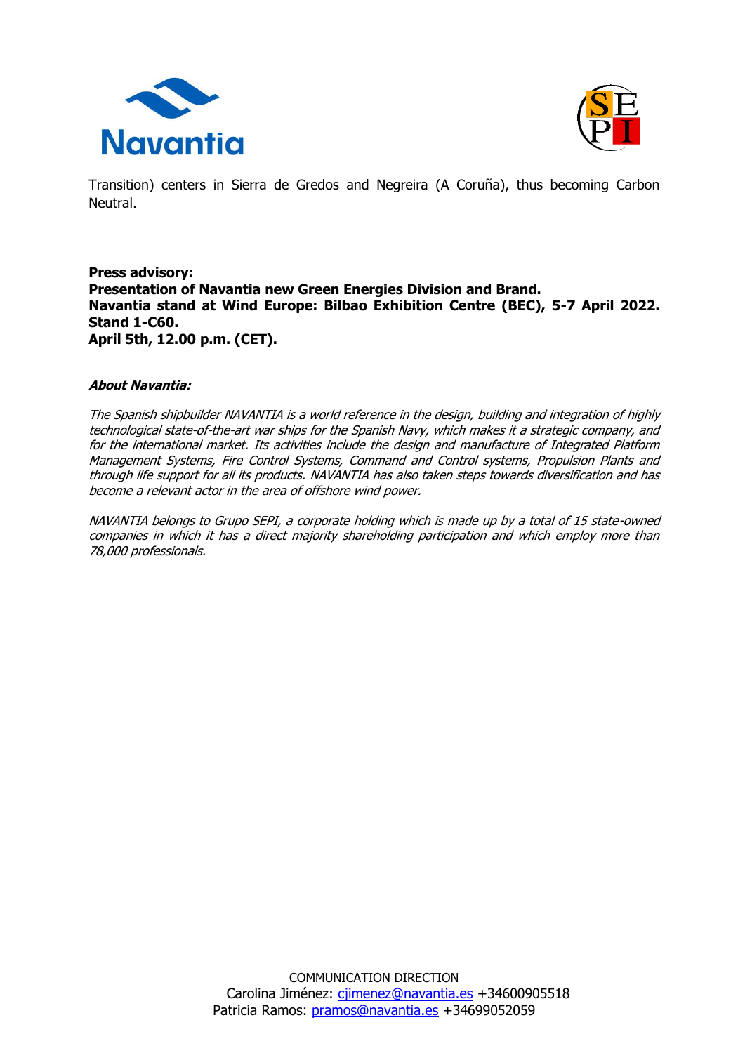Transition) centers in Sierra de Gredos and Negreira (A Coruña), thus becoming Carbon Neutral.

**Press advisory:**
**Presentation of Navantia new Green Energies Division and Brand.**
**Navantia stand at Wind Europe: Bilbao Exhibition Centre (BEC), 5-7 April 2022. Stand 1-C60.**
**April 5th, 12.00 p.m. (CET).**

***About Navantia:***

*The Spanish shipbuilder NAVANTIA is a world reference in the design, building and integration of highly technological state-of-the-art war ships for the Spanish Navy, which makes it a strategic company, and for the international market. Its activities include the design and manufacture of Integrated Platform Management Systems, Fire Control Systems, Command and Control systems, Propulsion Plants and through life support for all its products. NAVANTIA has also taken steps towards diversification and has become a relevant actor in the area of offshore wind power.*

*NAVANTIA belongs to Grupo SEPI, a corporate holding which is made up by a total of 15 state-owned companies in which it has a direct majority shareholding participation and which employ more than 78,000 professionals.*

COMMUNICATION DIRECTION
Carolina Jiménez: cjimenez@navantia.es +34600905518
Patricia Ramos: pramos@navantia.es +34699052059